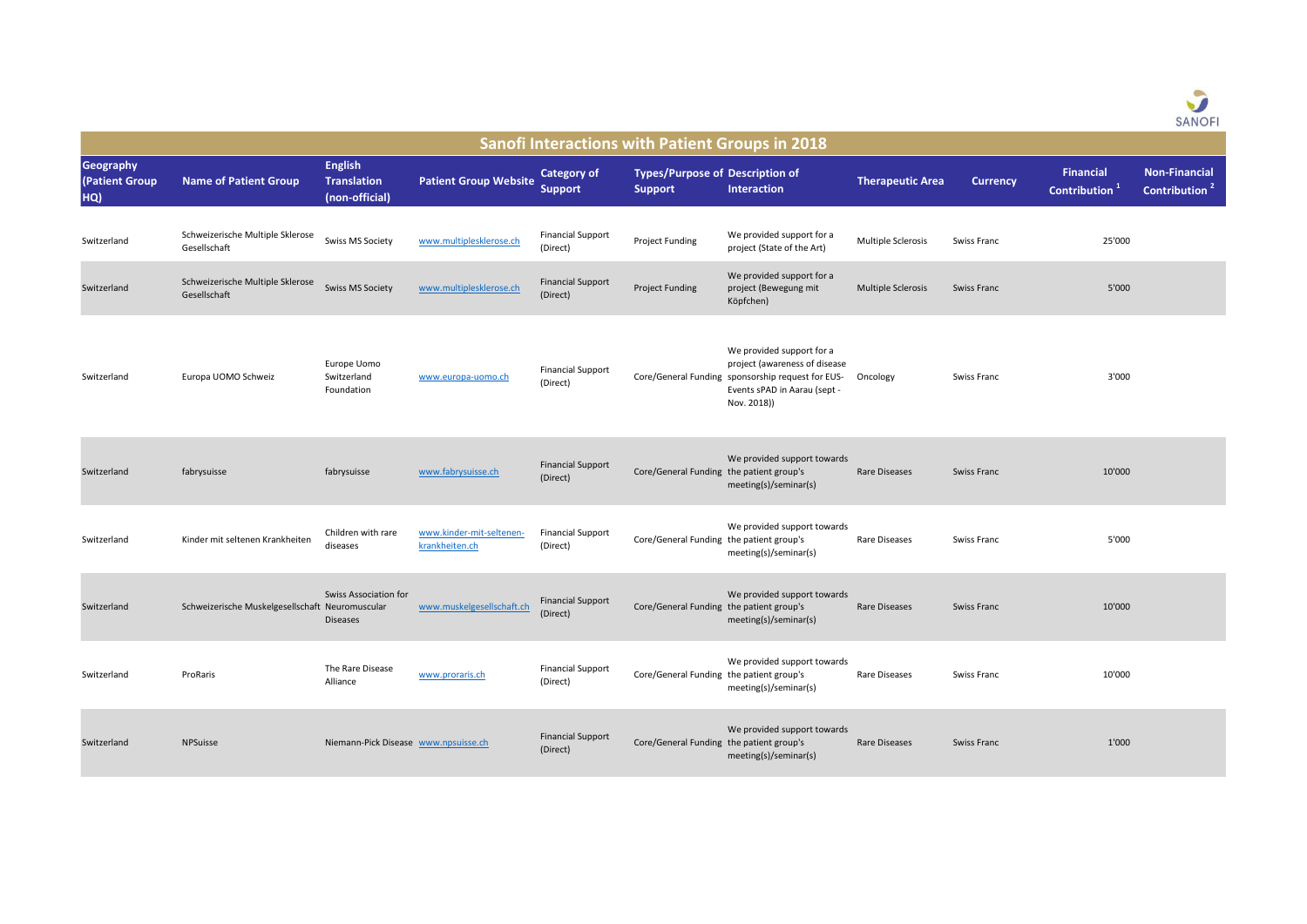# Sanofi Interactions with Patient Groups in 2018

| Geography (Patient Group HQ) | Name of Patient Group | English Translation (non-official) | Patient Group Website | Category of Support | Types/Purpose of Support | Description of Interaction | Therapeutic Area | Currency | Financial Contribution [1] | Non-Financial Contribution [2] |
|---|---|---|---|---|---|---|---|---|---|---|
| Switzerland | Schweizerische Multiple Sklerose Gesellschaft | Swiss MS Society | www.multiplesklerose.ch | Financial Support (Direct) | Project Funding | We provided support for a project (State of the Art) | Multiple Sclerosis | Swiss Franc | 25'000 | |
| Switzerland | Schweizerische Multiple Sklerose Gesellschaft | Swiss MS Society | www.multiplesklerose.ch | Financial Support (Direct) | Project Funding | We provided support for a project (Bewegung mit Köpfchen) | Multiple Sclerosis | Swiss Franc | 5'000 | |
| Switzerland | Europa UOMO Schweiz | Europe Uomo Switzerland Foundation | www.europa-uomo.ch | Financial Support (Direct) | Core/General Funding | We provided support for a project (awareness of disease sponsorship request for EUS-Events sPAD in Aarau (sept - Nov. 2018)) | Oncology | Swiss Franc | 3'000 | |
| Switzerland | fabrysuisse | fabrysuisse | www.fabrysuisse.ch | Financial Support (Direct) | Core/General Funding | We provided support towards the patient group's meeting(s)/seminar(s) | Rare Diseases | Swiss Franc | 10'000 | |
| Switzerland | Kinder mit seltenen Krankheiten | Children with rare diseases | www.kinder-mit-seltenen-krankheiten.ch | Financial Support (Direct) | Core/General Funding | We provided support towards the patient group's meeting(s)/seminar(s) | Rare Diseases | Swiss Franc | 5'000 | |
| Switzerland | Schweizerische Muskelgesellschaft | Swiss Association for Neuromuscular Diseases | www.muskelgesellschaft.ch | Financial Support (Direct) | Core/General Funding | We provided support towards the patient group's meeting(s)/seminar(s) | Rare Diseases | Swiss Franc | 10'000 | |
| Switzerland | ProRaris | The Rare Disease Alliance | www.proraris.ch | Financial Support (Direct) | Core/General Funding | We provided support towards the patient group's meeting(s)/seminar(s) | Rare Diseases | Swiss Franc | 10'000 | |
| Switzerland | NPSuisse | Niemann-Pick Disease | www.npsuisse.ch | Financial Support (Direct) | Core/General Funding | We provided support towards the patient group's meeting(s)/seminar(s) | Rare Diseases | Swiss Franc | 1'000 | |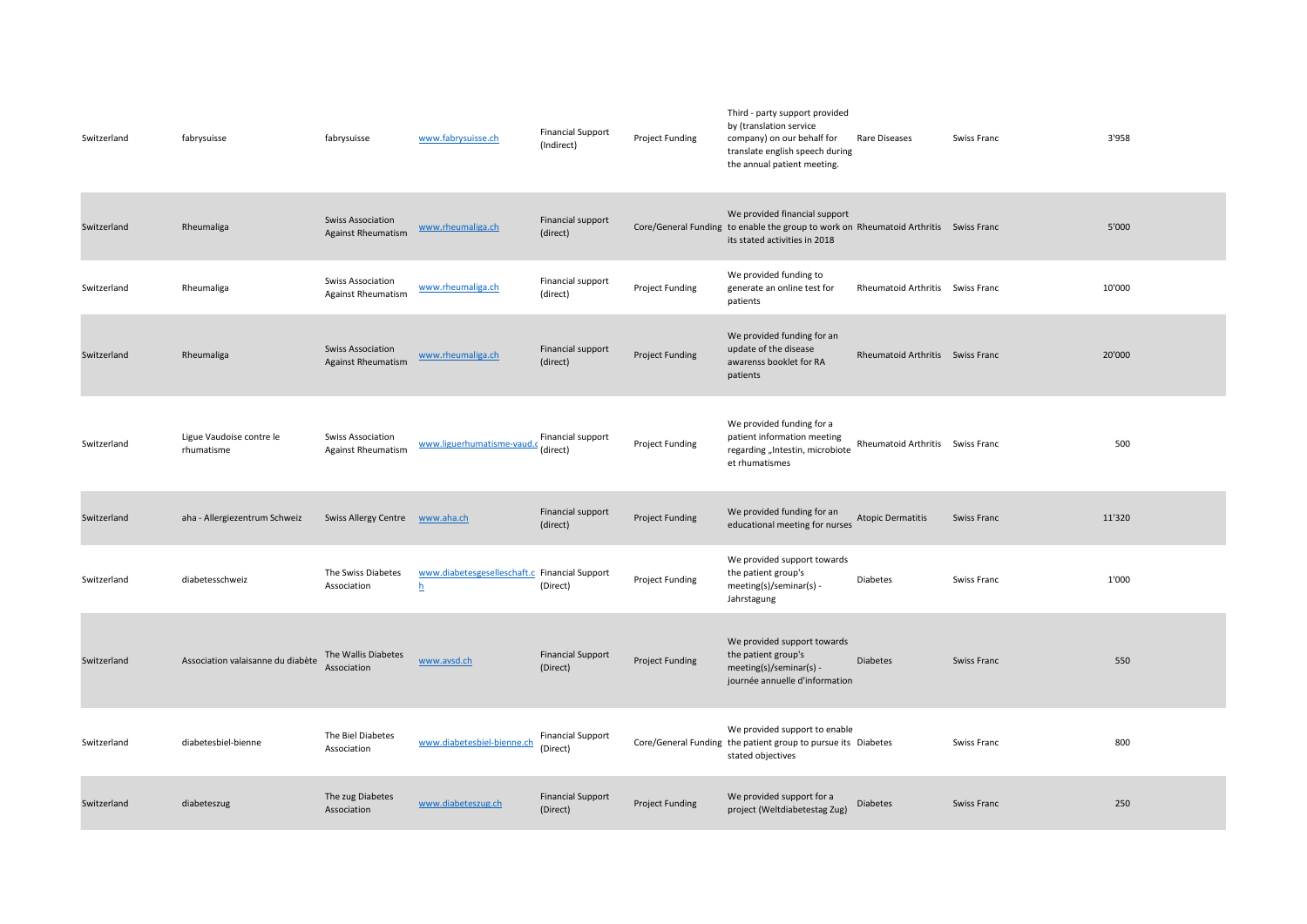| Switzerland | fabrysuisse | fabrysuisse | www.fabrysuisse.ch | Financial Support (Indirect) | Project Funding | Third - party support provided by (translation service company) on our behalf for translate english speech during the annual patient meeting. | Rare Diseases | Swiss Franc | 3'958 |
|---|---|---|---|---|---|---|---|---|---|
| Switzerland | Rheumaliga | Swiss Association Against Rheumatism | www.rheumaliga.ch | Financial support (direct) | Core/General Funding | We provided financial support to enable the group to work on its stated activities in 2018 | Rheumatoid Arthritis | Swiss Franc | 5'000 |
| Switzerland | Rheumaliga | Swiss Association Against Rheumatism | www.rheumaliga.ch | Financial support (direct) | Project Funding | We provided funding to generate an online test for patients | Rheumatoid Arthritis | Swiss Franc | 10'000 |
| Switzerland | Rheumaliga | Swiss Association Against Rheumatism | www.rheumaliga.ch | Financial support (direct) | Project Funding | We provided funding for an update of the disease awarenss booklet for RA patients | Rheumatoid Arthritis | Swiss Franc | 20'000 |
| Switzerland | Ligue Vaudoise contre le rhumatisme | Swiss Association Against Rheumatism | www.liguerhumatisme-vaud.c | Financial support (direct) | Project Funding | We provided funding for a patient information meeting regarding „Intestin, microbiote et rhumatismes | Rheumatoid Arthritis | Swiss Franc | 500 |
| Switzerland | aha - Allergiezentrum Schweiz | Swiss Allergy Centre | www.aha.ch | Financial support (direct) | Project Funding | We provided funding for an educational meeting for nurses | Atopic Dermatitis | Swiss Franc | 11'320 |
| Switzerland | diabetesschweiz | The Swiss Diabetes Association | www.diabetesgesellschaft.ch | Financial Support (Direct) | Project Funding | We provided support towards the patient group's meeting(s)/seminar(s) - Jahrstagung | Diabetes | Swiss Franc | 1'000 |
| Switzerland | Association valaisanne du diabète | The Wallis Diabetes Association | www.avsd.ch | Financial Support (Direct) | Project Funding | We provided support towards the patient group's meeting(s)/seminar(s) - journée annuelle d'information | Diabetes | Swiss Franc | 550 |
| Switzerland | diabetesbiel-bienne | The Biel Diabetes Association | www.diabetesbiel-bienne.ch | Financial Support (Direct) | Core/General Funding | We provided support to enable the patient group to pursue its stated objectives | Diabetes | Swiss Franc | 800 |
| Switzerland | diabeteszug | The zug Diabetes Association | www.diabeteszug.ch | Financial Support (Direct) | Project Funding | We provided support for a project (Weltdiabetestag Zug) | Diabetes | Swiss Franc | 250 |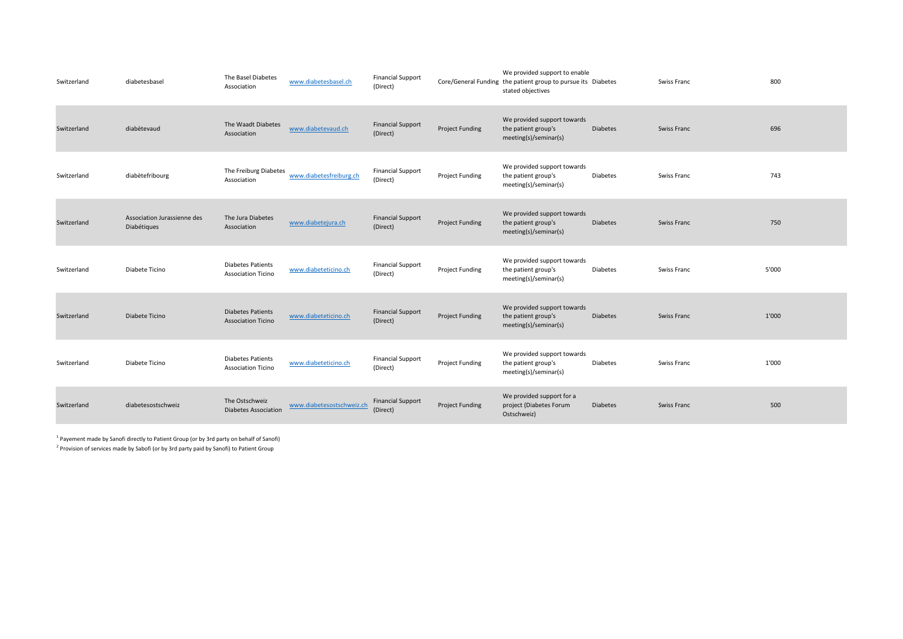| | | | | | | | | | |
|---|---|---|---|---|---|---|---|---|---|
| Switzerland | diabetesbasel | The Basel Diabetes Association | www.diabetesbasel.ch | Financial Support (Direct) | Core/General Funding | We provided support to enable the patient group to pursue its stated objectives | Diabetes | Swiss Franc | 800 |
| Switzerland | diabètevaud | The Waadt Diabetes Association | www.diabetevaud.ch | Financial Support (Direct) | Project Funding | We provided support towards the patient group's meeting(s)/seminar(s) | Diabetes | Swiss Franc | 696 |
| Switzerland | diabètefribourg | The Freiburg Diabetes Association | www.diabetesfreiburg.ch | Financial Support (Direct) | Project Funding | We provided support towards the patient group's meeting(s)/seminar(s) | Diabetes | Swiss Franc | 743 |
| Switzerland | Association Jurassienne des Diabétiques | The Jura Diabetes Association | www.diabetejura.ch | Financial Support (Direct) | Project Funding | We provided support towards the patient group's meeting(s)/seminar(s) | Diabetes | Swiss Franc | 750 |
| Switzerland | Diabete Ticino | Diabetes Patients Association Ticino | www.diabeteticino.ch | Financial Support (Direct) | Project Funding | We provided support towards the patient group's meeting(s)/seminar(s) | Diabetes | Swiss Franc | 5'000 |
| Switzerland | Diabete Ticino | Diabetes Patients Association Ticino | www.diabeteticino.ch | Financial Support (Direct) | Project Funding | We provided support towards the patient group's meeting(s)/seminar(s) | Diabetes | Swiss Franc | 1'000 |
| Switzerland | Diabete Ticino | Diabetes Patients Association Ticino | www.diabeteticino.ch | Financial Support (Direct) | Project Funding | We provided support towards the patient group's meeting(s)/seminar(s) | Diabetes | Swiss Franc | 1'000 |
| Switzerland | diabetesostschweiz | The Ostschweiz Diabetes Association | www.diabetesostschweiz.ch | Financial Support (Direct) | Project Funding | We provided support for a project (Diabetes Forum Ostschweiz) | Diabetes | Swiss Franc | 500 |

[1] Payement made by Sanofi directly to Patient Group (or by 3rd party on behalf of Sanofi)

[2] Provision of services made by Sabofi (or by 3rd party paid by Sanofi) to Patient Group